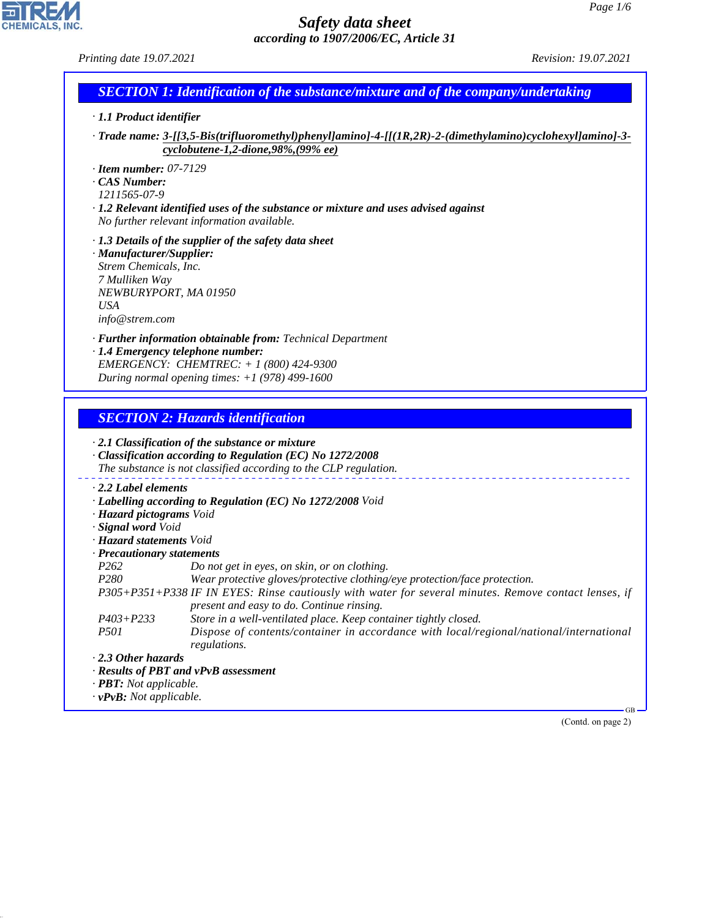# Safety data sheet

*according to 1907/2006/EC, Article 31*

*Printing date 19.07.2021* *Revision: 19.07.2021*

## SECTION 1: Identification of the substance/mixture and of the company/undertaking

· **1.1 Product identifier**

· **Trade name:** **3-[[3,5-Bis(trifluoromethyl)phenyl]amino]-4-[[(1R,2R)-2-(dimethylamino)cyclohexyl]amino]-3-cyclobutene-1,2-dione,98%,(99% ee)**

· **Item number:** 07-7129
· **CAS Number:**
1211565-07-9
· **1.2 Relevant identified uses of the substance or mixture and uses advised against**
No further relevant information available.

· **1.3 Details of the supplier of the safety data sheet**
· **Manufacturer/Supplier:**
Strem Chemicals, Inc.
7 Mulliken Way
NEWBURYPORT, MA 01950
USA
info@strem.com

· **Further information obtainable from:** Technical Department
· **1.4 Emergency telephone number:**
EMERGENCY: CHEMTREC: + 1 (800) 424-9300
During normal opening times: +1 (978) 499-1600

## SECTION 2: Hazards identification

· **2.1 Classification of the substance or mixture**
· **Classification according to Regulation (EC) No 1272/2008**
The substance is not classified according to the CLP regulation.

· **2.2 Label elements**
· **Labelling according to Regulation (EC) No 1272/2008** Void
· **Hazard pictograms** Void
· **Signal word** Void
· **Hazard statements** Void
· **Precautionary statements**

| | |
|---|---|
| P262 | Do not get in eyes, on skin, or on clothing. |
| P280 | Wear protective gloves/protective clothing/eye protection/face protection. |
| P305+P351+P338 | IF IN EYES: Rinse cautiously with water for several minutes. Remove contact lenses, if present and easy to do. Continue rinsing. |
| P403+P233 | Store in a well-ventilated place. Keep container tightly closed. |
| P501 | Dispose of contents/container in accordance with local/regional/national/international regulations. |

· **2.3 Other hazards**
· **Results of PBT and vPvB assessment**
· **PBT:** Not applicable.
· **vPvB:** Not applicable.

(Contd. on page 2)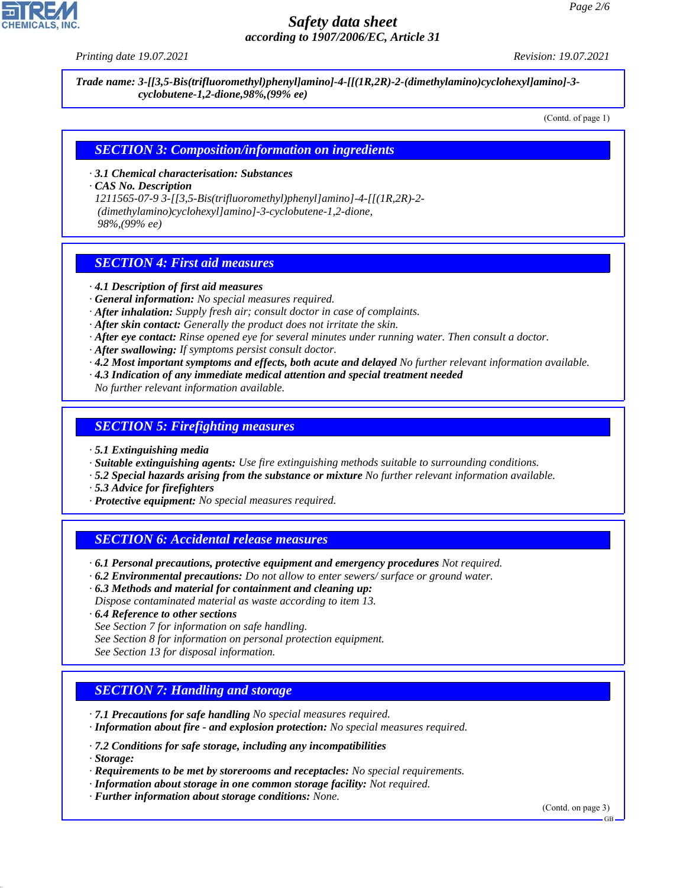**Trade name: 3-[[3,5-Bis(trifluoromethyl)phenyl]amino]-4-[[(1R,2R)-2-(dimethylamino)cyclohexyl]amino]-3-cyclobutene-1,2-dione,98%,(99% ee)**

(Contd. of page 1)

## SECTION 3: Composition/information on ingredients

· **3.1 Chemical characterisation: Substances**
· **CAS No. Description**
1211565-07-9 3-[[3,5-Bis(trifluoromethyl)phenyl]amino]-4-[[(1R,2R)-2-(dimethylamino)cyclohexyl]amino]-3-cyclobutene-1,2-dione, 98%,(99% ee)

## SECTION 4: First aid measures

· **4.1 Description of first aid measures**
· **General information:** No special measures required.
· **After inhalation:** Supply fresh air; consult doctor in case of complaints.
· **After skin contact:** Generally the product does not irritate the skin.
· **After eye contact:** Rinse opened eye for several minutes under running water. Then consult a doctor.
· **After swallowing:** If symptoms persist consult doctor.
· **4.2 Most important symptoms and effects, both acute and delayed** No further relevant information available.
· **4.3 Indication of any immediate medical attention and special treatment needed**
No further relevant information available.

## SECTION 5: Firefighting measures

· **5.1 Extinguishing media**
· **Suitable extinguishing agents:** Use fire extinguishing methods suitable to surrounding conditions.
· **5.2 Special hazards arising from the substance or mixture** No further relevant information available.
· **5.3 Advice for firefighters**
· **Protective equipment:** No special measures required.

## SECTION 6: Accidental release measures

· **6.1 Personal precautions, protective equipment and emergency procedures** Not required.
· **6.2 Environmental precautions:** Do not allow to enter sewers/ surface or ground water.
· **6.3 Methods and material for containment and cleaning up:**
Dispose contaminated material as waste according to item 13.
· **6.4 Reference to other sections**
See Section 7 for information on safe handling.
See Section 8 for information on personal protection equipment.
See Section 13 for disposal information.

## SECTION 7: Handling and storage

· **7.1 Precautions for safe handling** No special measures required.
· **Information about fire - and explosion protection:** No special measures required.

· **7.2 Conditions for safe storage, including any incompatibilities**
· **Storage:**
· **Requirements to be met by storerooms and receptacles:** No special requirements.
· **Information about storage in one common storage facility:** Not required.
· **Further information about storage conditions:** None.

(Contd. on page 3)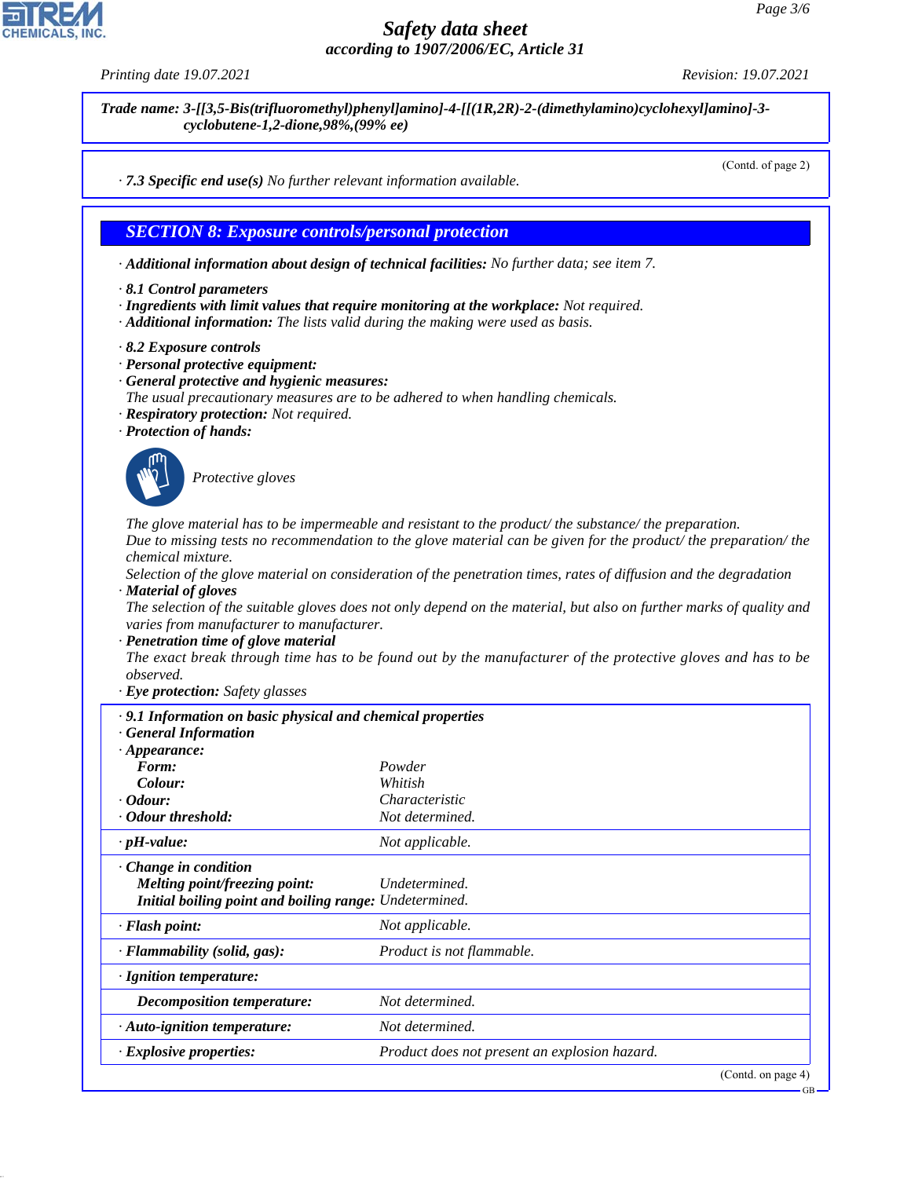**Trade name: 3-[[3,5-Bis(trifluoromethyl)phenyl]amino]-4-[[(1R,2R)-2-(dimethylamino)cyclohexyl]amino]-3-cyclobutene-1,2-dione,98%,(99% ee)**

(Contd. of page 2)

· **7.3 Specific end use(s)** No further relevant information available.

## SECTION 8: Exposure controls/personal protection

· **Additional information about design of technical facilities:** No further data; see item 7.

· **8.1 Control parameters**
· **Ingredients with limit values that require monitoring at the workplace:** Not required.
· **Additional information:** The lists valid during the making were used as basis.

· **8.2 Exposure controls**
· **Personal protective equipment:**
· **General protective and hygienic measures:**
The usual precautionary measures are to be adhered to when handling chemicals.
· **Respiratory protection:** Not required.
· **Protection of hands:**

Protective gloves

The glove material has to be impermeable and resistant to the product/ the substance/ the preparation.
Due to missing tests no recommendation to the glove material can be given for the product/ the preparation/ the chemical mixture.
Selection of the glove material on consideration of the penetration times, rates of diffusion and the degradation
· **Material of gloves**
The selection of the suitable gloves does not only depend on the material, but also on further marks of quality and varies from manufacturer to manufacturer.
· **Penetration time of glove material**
The exact break through time has to be found out by the manufacturer of the protective gloves and has to be observed.
· **Eye protection:** Safety glasses

| · **9.1 Information on basic physical and chemical properties** | |
|---|---|
| · **General Information** | |
| · **Appearance:** | |
| **Form:** | Powder |
| **Colour:** | Whitish |
| · **Odour:** | Characteristic |
| · **Odour threshold:** | Not determined. |
| · **pH-value:** | Not applicable. |
| · **Change in condition** | |
| **Melting point/freezing point:** | Undetermined. |
| **Initial boiling point and boiling range:** | Undetermined. |
| · **Flash point:** | Not applicable. |
| · **Flammability (solid, gas):** | Product is not flammable. |
| · **Ignition temperature:** | |
| **Decomposition temperature:** | Not determined. |
| · **Auto-ignition temperature:** | Not determined. |
| · **Explosive properties:** | Product does not present an explosion hazard. |

(Contd. on page 4)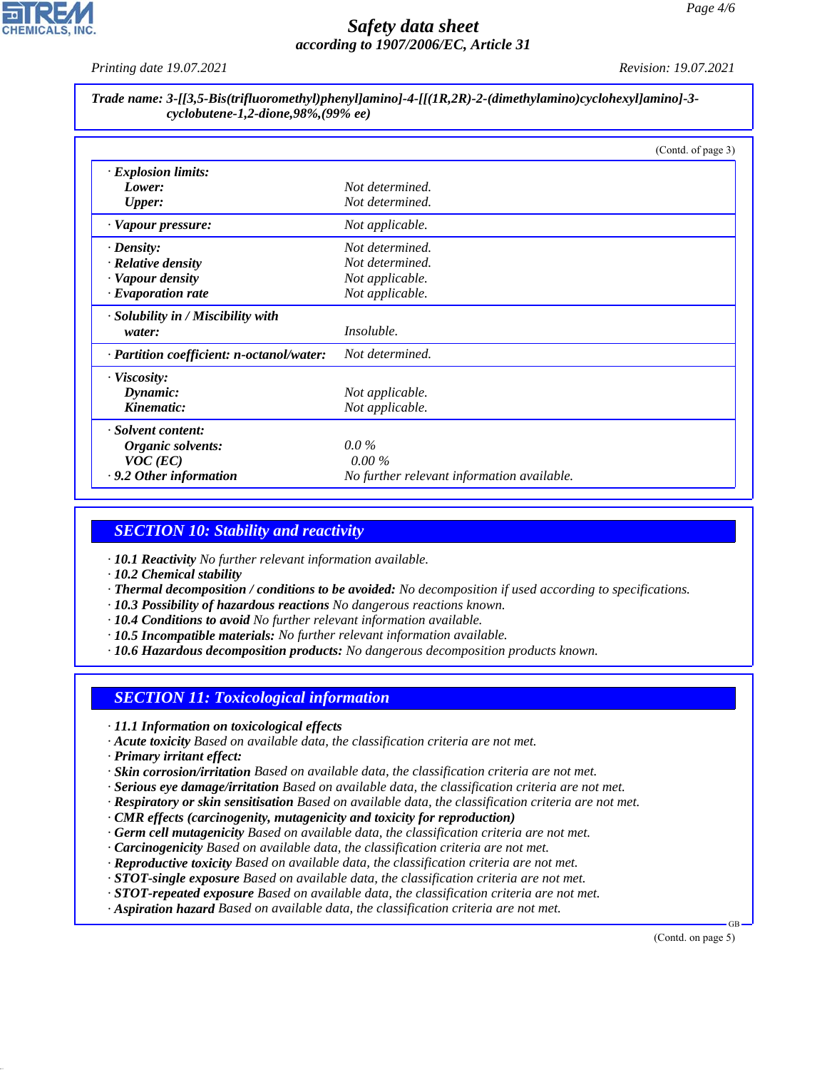**Trade name: 3-[[3,5-Bis(trifluoromethyl)phenyl]amino]-4-[[(1R,2R)-2-(dimethylamino)cyclohexyl]amino]-3-cyclobutene-1,2-dione,98%,(99% ee)**

(Contd. of page 3)

| | |
|---|---|
| · **Explosion limits:** | |
| **Lower:** | Not determined. |
| **Upper:** | Not determined. |
| · **Vapour pressure:** | Not applicable. |
| · **Density:** | Not determined. |
| · **Relative density** | Not determined. |
| · **Vapour density** | Not applicable. |
| · **Evaporation rate** | Not applicable. |
| · **Solubility in / Miscibility with water:** | Insoluble. |
| · **Partition coefficient: n-octanol/water:** | Not determined. |
| · **Viscosity:** | |
| **Dynamic:** | Not applicable. |
| **Kinematic:** | Not applicable. |
| · **Solvent content:** | |
| **Organic solvents:** | 0.0 % |
| **VOC (EC)** | 0.00 % |
| · **9.2 Other information** | No further relevant information available. |

## SECTION 10: Stability and reactivity

· **10.1 Reactivity** No further relevant information available.
· **10.2 Chemical stability**
· **Thermal decomposition / conditions to be avoided:** No decomposition if used according to specifications.
· **10.3 Possibility of hazardous reactions** No dangerous reactions known.
· **10.4 Conditions to avoid** No further relevant information available.
· **10.5 Incompatible materials:** No further relevant information available.
· **10.6 Hazardous decomposition products:** No dangerous decomposition products known.

## SECTION 11: Toxicological information

· **11.1 Information on toxicological effects**
· **Acute toxicity** Based on available data, the classification criteria are not met.
· **Primary irritant effect:**
· **Skin corrosion/irritation** Based on available data, the classification criteria are not met.
· **Serious eye damage/irritation** Based on available data, the classification criteria are not met.
· **Respiratory or skin sensitisation** Based on available data, the classification criteria are not met.
· **CMR effects (carcinogenity, mutagenicity and toxicity for reproduction)**
· **Germ cell mutagenicity** Based on available data, the classification criteria are not met.
· **Carcinogenicity** Based on available data, the classification criteria are not met.
· **Reproductive toxicity** Based on available data, the classification criteria are not met.
· **STOT-single exposure** Based on available data, the classification criteria are not met.
· **STOT-repeated exposure** Based on available data, the classification criteria are not met.
· **Aspiration hazard** Based on available data, the classification criteria are not met.

(Contd. on page 5)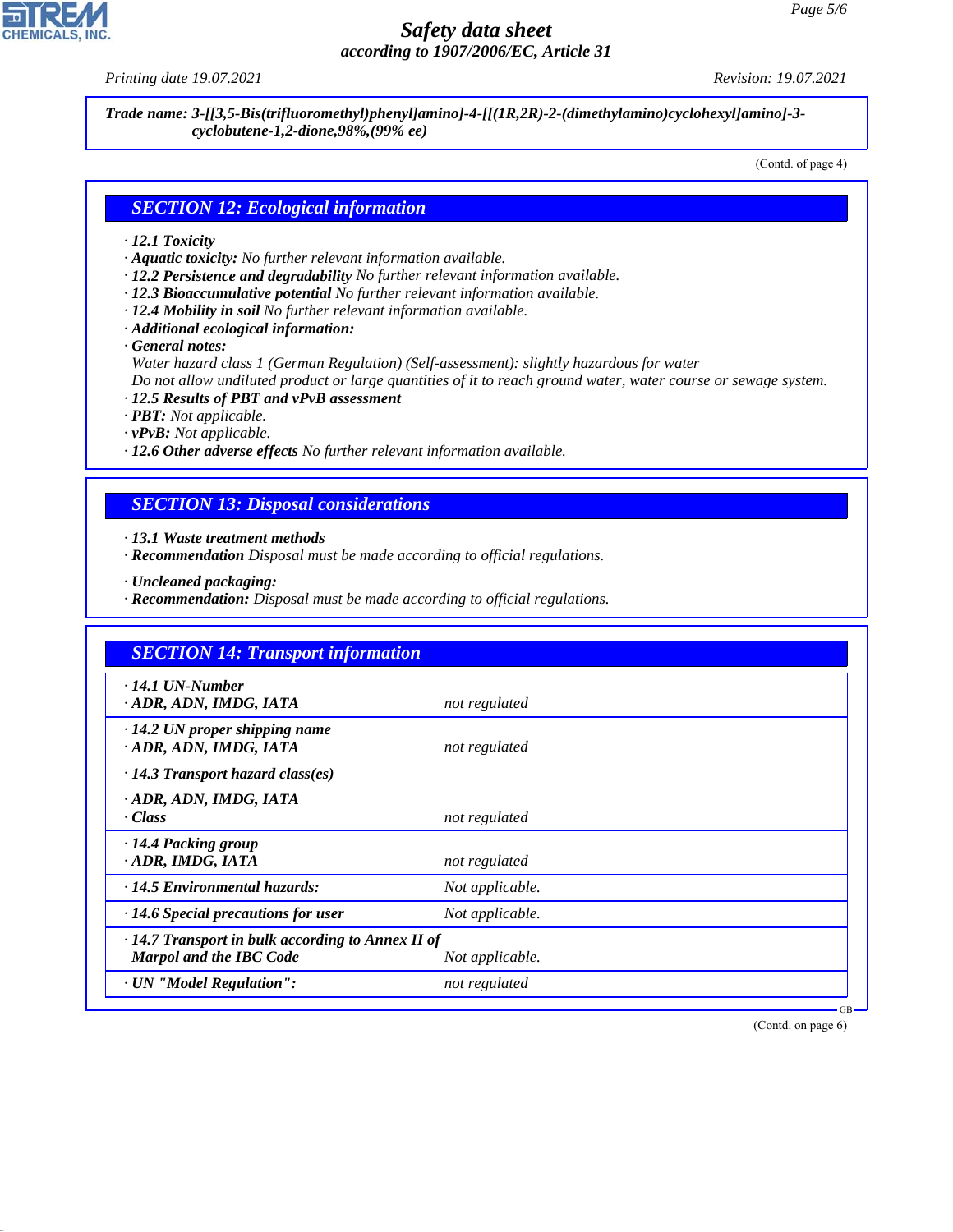**Trade name: 3-[[3,5-Bis(trifluoromethyl)phenyl]amino]-4-[[(1R,2R)-2-(dimethylamino)cyclohexyl]amino]-3-cyclobutene-1,2-dione,98%,(99% ee)**

(Contd. of page 4)

## SECTION 12: Ecological information

- **12.1 Toxicity**
- **Aquatic toxicity:** No further relevant information available.
- **12.2 Persistence and degradability** No further relevant information available.
- **12.3 Bioaccumulative potential** No further relevant information available.
- **12.4 Mobility in soil** No further relevant information available.
- **Additional ecological information:**
- **General notes:**
  Water hazard class 1 (German Regulation) (Self-assessment): slightly hazardous for water
  Do not allow undiluted product or large quantities of it to reach ground water, water course or sewage system.
- **12.5 Results of PBT and vPvB assessment**
- **PBT:** Not applicable.
- **vPvB:** Not applicable.
- **12.6 Other adverse effects** No further relevant information available.

## SECTION 13: Disposal considerations

- **13.1 Waste treatment methods**
- **Recommendation** Disposal must be made according to official regulations.

- **Uncleaned packaging:**
- **Recommendation:** Disposal must be made according to official regulations.

## SECTION 14: Transport information

| | |
|---|---|
| **14.1 UN-Number** | |
| **ADR, ADN, IMDG, IATA** | not regulated |
| **14.2 UN proper shipping name** | |
| **ADR, ADN, IMDG, IATA** | not regulated |
| **14.3 Transport hazard class(es)** | |
| **ADR, ADN, IMDG, IATA** | |
| **Class** | not regulated |
| **14.4 Packing group** | |
| **ADR, IMDG, IATA** | not regulated |
| **14.5 Environmental hazards:** | Not applicable. |
| **14.6 Special precautions for user** | Not applicable. |
| **14.7 Transport in bulk according to Annex II of Marpol and the IBC Code** | Not applicable. |
| **UN "Model Regulation":** | not regulated |

(Contd. on page 6)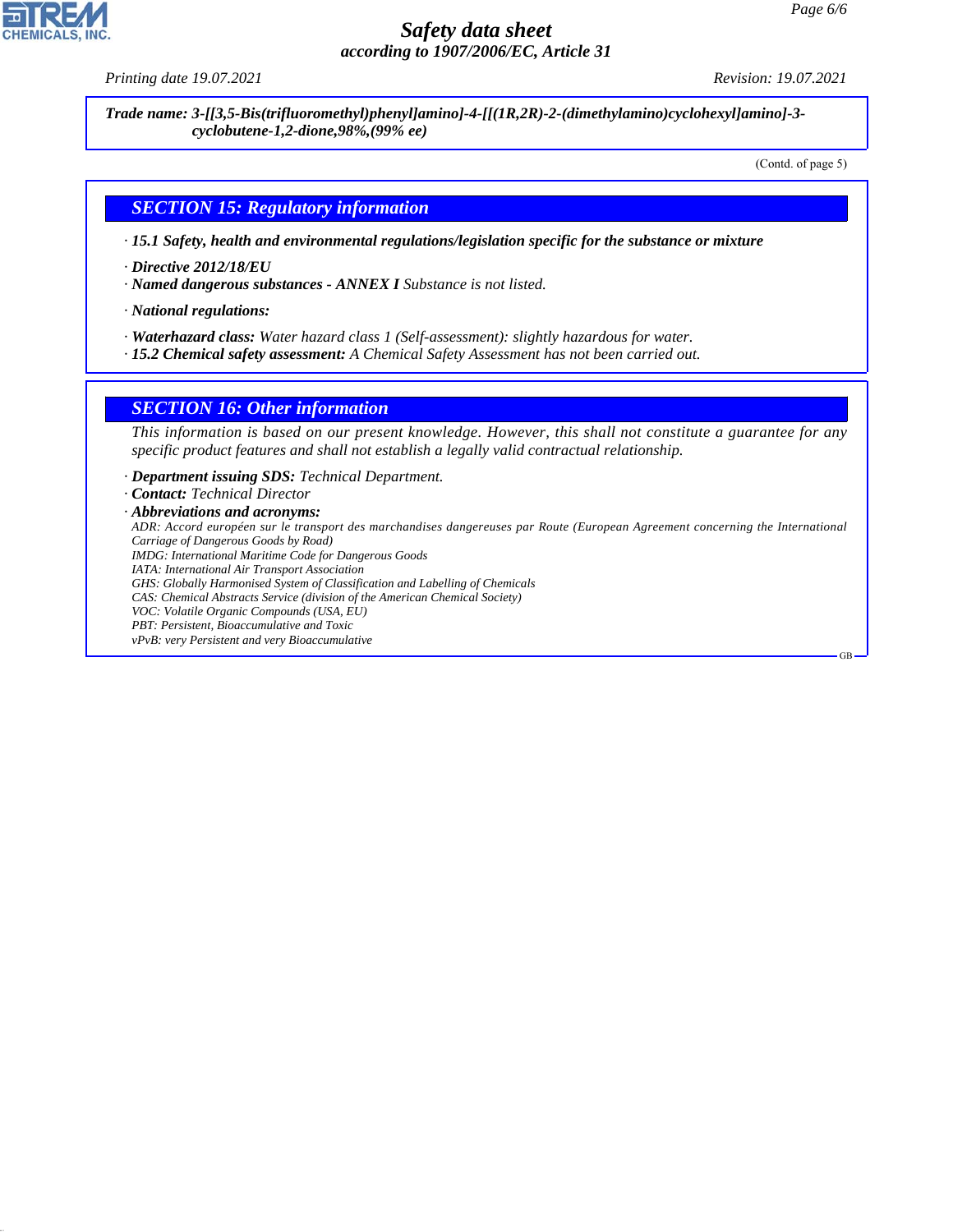**Trade name: 3-[[3,5-Bis(trifluoromethyl)phenyl]amino]-4-[[(1R,2R)-2-(dimethylamino)cyclohexyl]amino]-3-cyclobutene-1,2-dione,98%,(99% ee)**

(Contd. of page 5)

## SECTION 15: Regulatory information

· **15.1 Safety, health and environmental regulations/legislation specific for the substance or mixture**

· **Directive 2012/18/EU**
· **Named dangerous substances - ANNEX I** Substance is not listed.

· **National regulations:**

· **Waterhazard class:** Water hazard class 1 (Self-assessment): slightly hazardous for water.
· **15.2 Chemical safety assessment:** A Chemical Safety Assessment has not been carried out.

## SECTION 16: Other information

This information is based on our present knowledge. However, this shall not constitute a guarantee for any specific product features and shall not establish a legally valid contractual relationship.

· **Department issuing SDS:** Technical Department.
· **Contact:** Technical Director
· **Abbreviations and acronyms:**
ADR: Accord européen sur le transport des marchandises dangereuses par Route (European Agreement concerning the International Carriage of Dangerous Goods by Road)
IMDG: International Maritime Code for Dangerous Goods
IATA: International Air Transport Association
GHS: Globally Harmonised System of Classification and Labelling of Chemicals
CAS: Chemical Abstracts Service (division of the American Chemical Society)
VOC: Volatile Organic Compounds (USA, EU)
PBT: Persistent, Bioaccumulative and Toxic
vPvB: very Persistent and very Bioaccumulative

GB